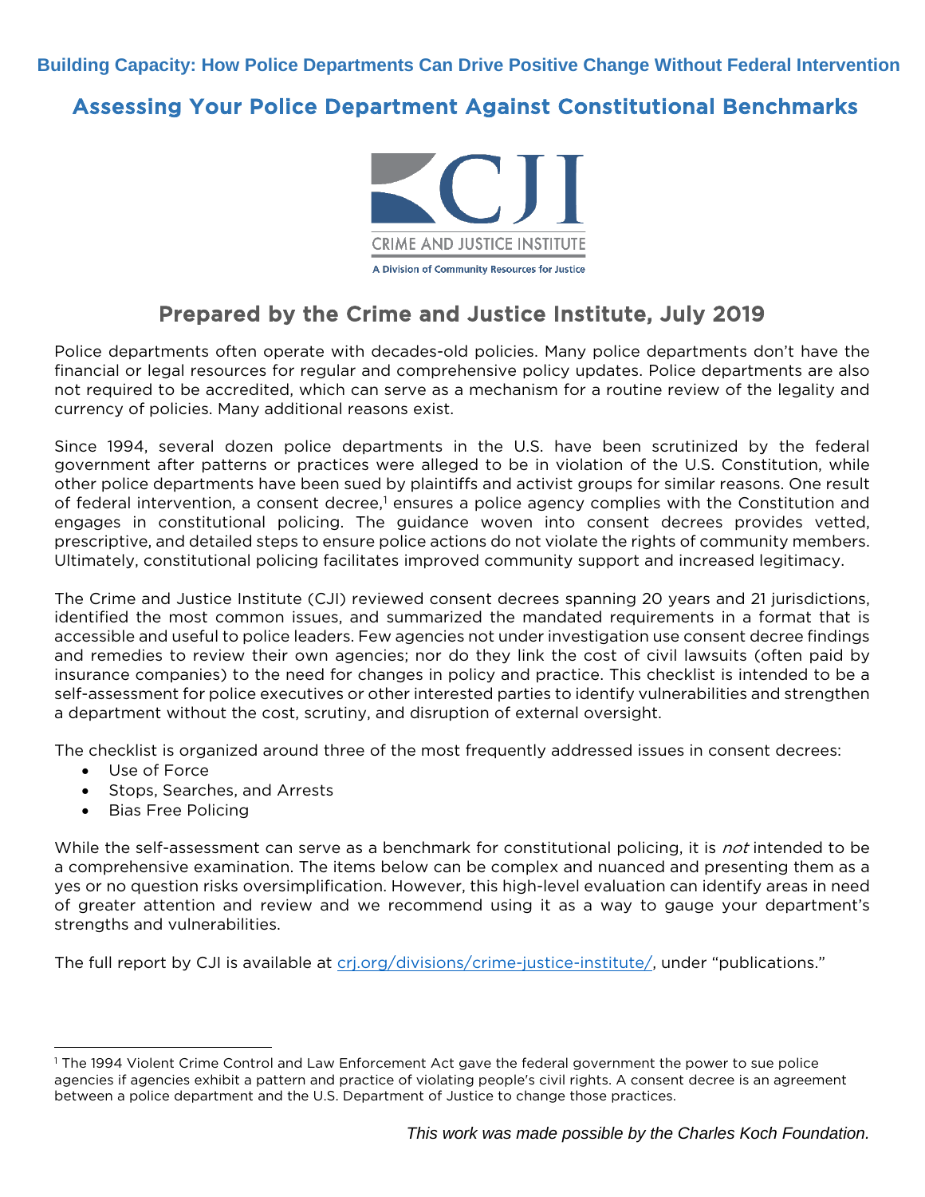**Building Capacity: How Police Departments Can Drive Positive Change Without Federal Intervention**

# Assessing Your Police Department Against Constitutional Benchmarks

CRIME AND JUSTICE INSTITUTE

A Division of Community Resources for Justice

## Prepared by the Crime and Justice Institute, July 2019

Police departments often operate with decades-old policies. Many police departments don't have the financial or legal resources for regular and comprehensive policy updates. Police departments are also not required to be accredited, which can serve as a mechanism for a routine review of the legality and currency of policies. Many additional reasons exist.

Since 1994, several dozen police departments in the U.S. have been scrutinized by the federal government after patterns or practices were alleged to be in violation of the U.S. Constitution, while other police departments have been sued by plaintiffs and activist groups for similar reasons. One result of federal intervention, a consent decree,[1] ensures a police agency complies with the Constitution and engages in constitutional policing. The guidance woven into consent decrees provides vetted, prescriptive, and detailed steps to ensure police actions do not violate the rights of community members. Ultimately, constitutional policing facilitates improved community support and increased legitimacy.

The Crime and Justice Institute (CJI) reviewed consent decrees spanning 20 years and 21 jurisdictions, identified the most common issues, and summarized the mandated requirements in a format that is accessible and useful to police leaders. Few agencies not under investigation use consent decree findings and remedies to review their own agencies; nor do they link the cost of civil lawsuits (often paid by insurance companies) to the need for changes in policy and practice. This checklist is intended to be a self-assessment for police executives or other interested parties to identify vulnerabilities and strengthen a department without the cost, scrutiny, and disruption of external oversight.

The checklist is organized around three of the most frequently addressed issues in consent decrees:

- Use of Force
- Stops, Searches, and Arrests
- Bias Free Policing

While the self-assessment can serve as a benchmark for constitutional policing, it is *not* intended to be a comprehensive examination. The items below can be complex and nuanced and presenting them as a yes or no question risks oversimplification. However, this high-level evaluation can identify areas in need of greater attention and review and we recommend using it as a way to gauge your department's strengths and vulnerabilities.

The full report by CJI is available at [crj.org/divisions/crime-justice-institute/](crj.org/divisions/crime-justice-institute/), under "publications."

[1] The 1994 Violent Crime Control and Law Enforcement Act gave the federal government the power to sue police agencies if agencies exhibit a pattern and practice of violating people's civil rights. A consent decree is an agreement between a police department and the U.S. Department of Justice to change those practices.

*This work was made possible by the Charles Koch Foundation.*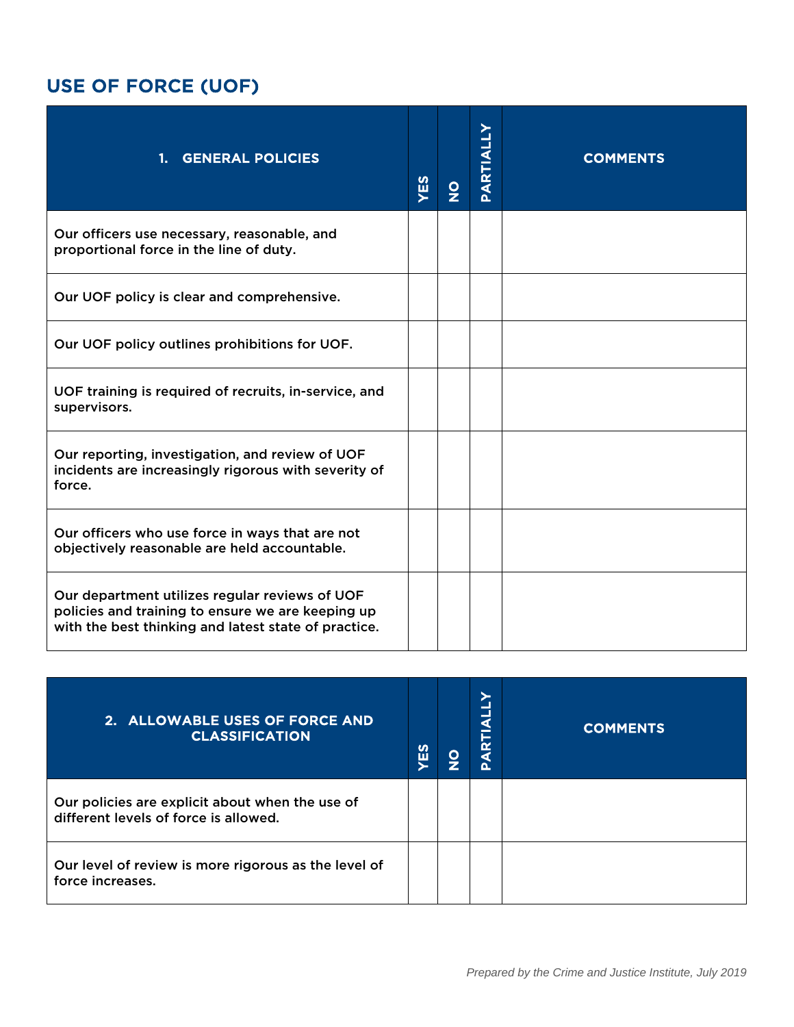## USE OF FORCE (UOF)

| 1. GENERAL POLICIES | YES | NO | PARTIALLY | COMMENTS |
|---|---|---|---|---|
| Our officers use necessary, reasonable, and proportional force in the line of duty. | | | | |
| Our UOF policy is clear and comprehensive. | | | | |
| Our UOF policy outlines prohibitions for UOF. | | | | |
| UOF training is required of recruits, in-service, and supervisors. | | | | |
| Our reporting, investigation, and review of UOF incidents are increasingly rigorous with severity of force. | | | | |
| Our officers who use force in ways that are not objectively reasonable are held accountable. | | | | |
| Our department utilizes regular reviews of UOF policies and training to ensure we are keeping up with the best thinking and latest state of practice. | | | | |

| 2. ALLOWABLE USES OF FORCE AND CLASSIFICATION | YES | NO | PARTIALLY | COMMENTS |
|---|---|---|---|---|
| Our policies are explicit about when the use of different levels of force is allowed. | | | | |
| Our level of review is more rigorous as the level of force increases. | | | | |

*Prepared by the Crime and Justice Institute, July 2019*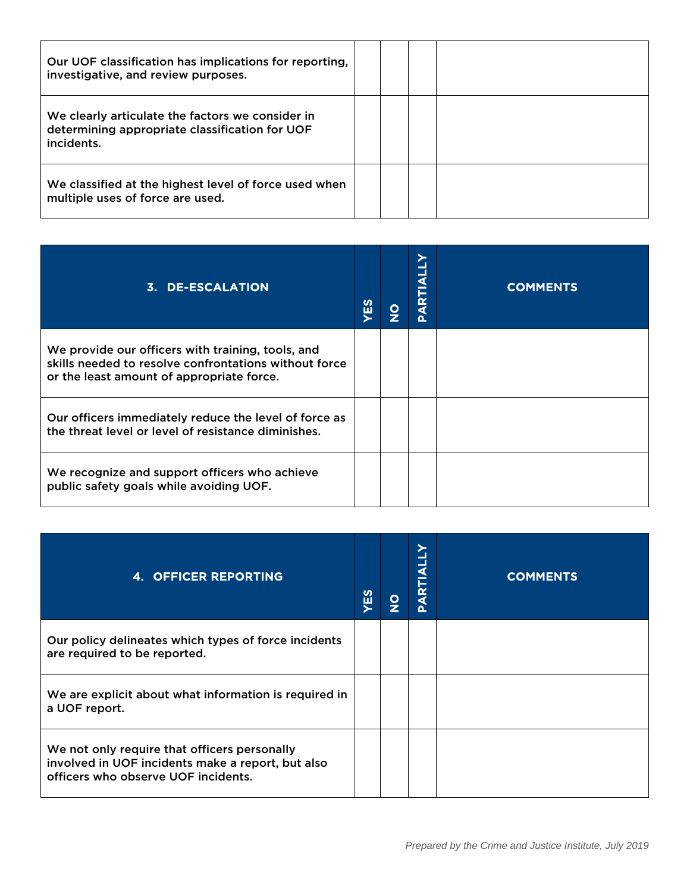| | | | | |
|---|---|---|---|---|
| Our UOF classification has implications for reporting, investigative, and review purposes. | | | | |
| We clearly articulate the factors we consider in determining appropriate classification for UOF incidents. | | | | |
| We classified at the highest level of force used when multiple uses of force are used. | | | | |

| 3. DE-ESCALATION | YES | NO | PARTIALLY | COMMENTS |
|---|---|---|---|---|
| We provide our officers with training, tools, and skills needed to resolve confrontations without force or the least amount of appropriate force. | | | | |
| Our officers immediately reduce the level of force as the threat level or level of resistance diminishes. | | | | |
| We recognize and support officers who achieve public safety goals while avoiding UOF. | | | | |

| 4. OFFICER REPORTING | YES | NO | PARTIALLY | COMMENTS |
|---|---|---|---|---|
| Our policy delineates which types of force incidents are required to be reported. | | | | |
| We are explicit about what information is required in a UOF report. | | | | |
| We not only require that officers personally involved in UOF incidents make a report, but also officers who observe UOF incidents. | | | | |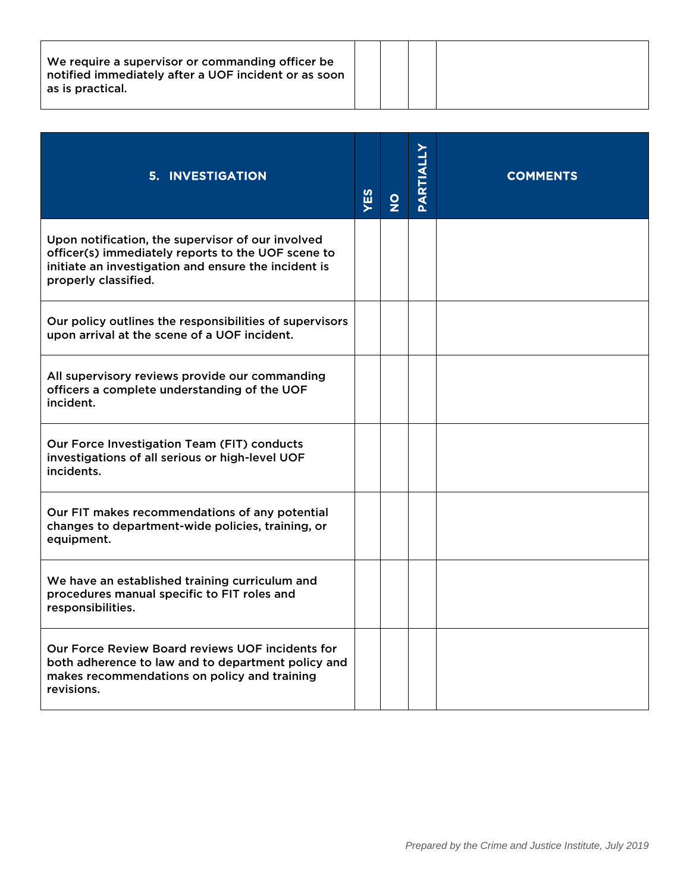| | | | | |
|---|---|---|---|---|
| We require a supervisor or commanding officer be notified immediately after a UOF incident or as soon as is practical. | | | | |

| 5. INVESTIGATION | YES | NO | PARTIALLY | COMMENTS |
|---|---|---|---|---|
| Upon notification, the supervisor of our involved officer(s) immediately reports to the UOF scene to initiate an investigation and ensure the incident is properly classified. | | | | |
| Our policy outlines the responsibilities of supervisors upon arrival at the scene of a UOF incident. | | | | |
| All supervisory reviews provide our commanding officers a complete understanding of the UOF incident. | | | | |
| Our Force Investigation Team (FIT) conducts investigations of all serious or high-level UOF incidents. | | | | |
| Our FIT makes recommendations of any potential changes to department-wide policies, training, or equipment. | | | | |
| We have an established training curriculum and procedures manual specific to FIT roles and responsibilities. | | | | |
| Our Force Review Board reviews UOF incidents for both adherence to law and to department policy and makes recommendations on policy and training revisions. | | | | |

*Prepared by the Crime and Justice Institute, July 2019*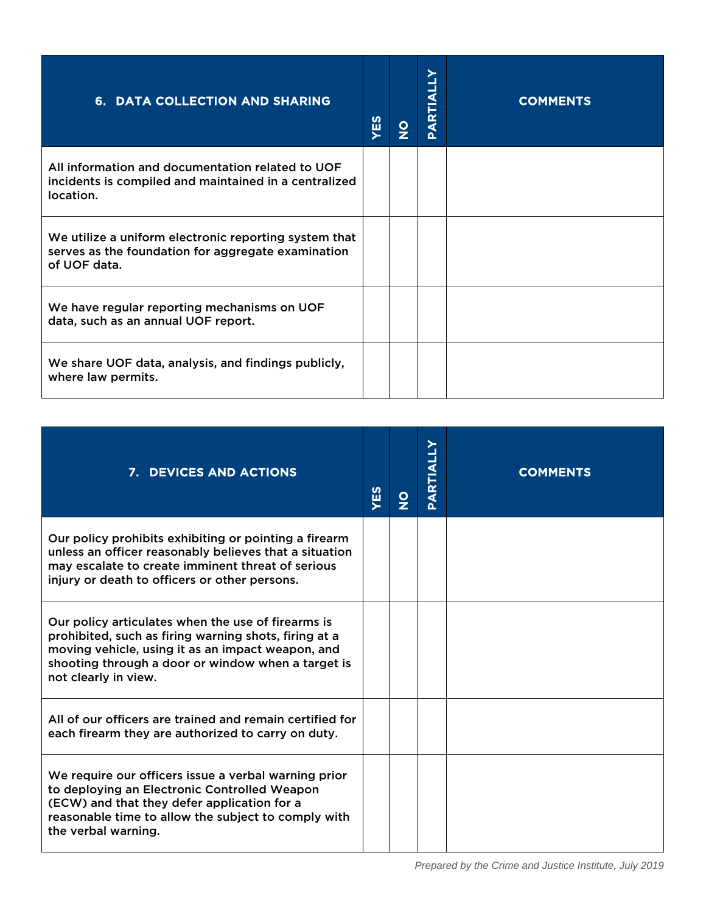| 6. DATA COLLECTION AND SHARING | YES | NO | PARTIALLY | COMMENTS |
|---|---|---|---|---|
| All information and documentation related to UOF incidents is compiled and maintained in a centralized location. | | | | |
| We utilize a uniform electronic reporting system that serves as the foundation for aggregate examination of UOF data. | | | | |
| We have regular reporting mechanisms on UOF data, such as an annual UOF report. | | | | |
| We share UOF data, analysis, and findings publicly, where law permits. | | | | |

| 7. DEVICES AND ACTIONS | YES | NO | PARTIALLY | COMMENTS |
|---|---|---|---|---|
| Our policy prohibits exhibiting or pointing a firearm unless an officer reasonably believes that a situation may escalate to create imminent threat of serious injury or death to officers or other persons. | | | | |
| Our policy articulates when the use of firearms is prohibited, such as firing warning shots, firing at a moving vehicle, using it as an impact weapon, and shooting through a door or window when a target is not clearly in view. | | | | |
| All of our officers are trained and remain certified for each firearm they are authorized to carry on duty. | | | | |
| We require our officers issue a verbal warning prior to deploying an Electronic Controlled Weapon (ECW) and that they defer application for a reasonable time to allow the subject to comply with the verbal warning. | | | | |

*Prepared by the Crime and Justice Institute, July 2019*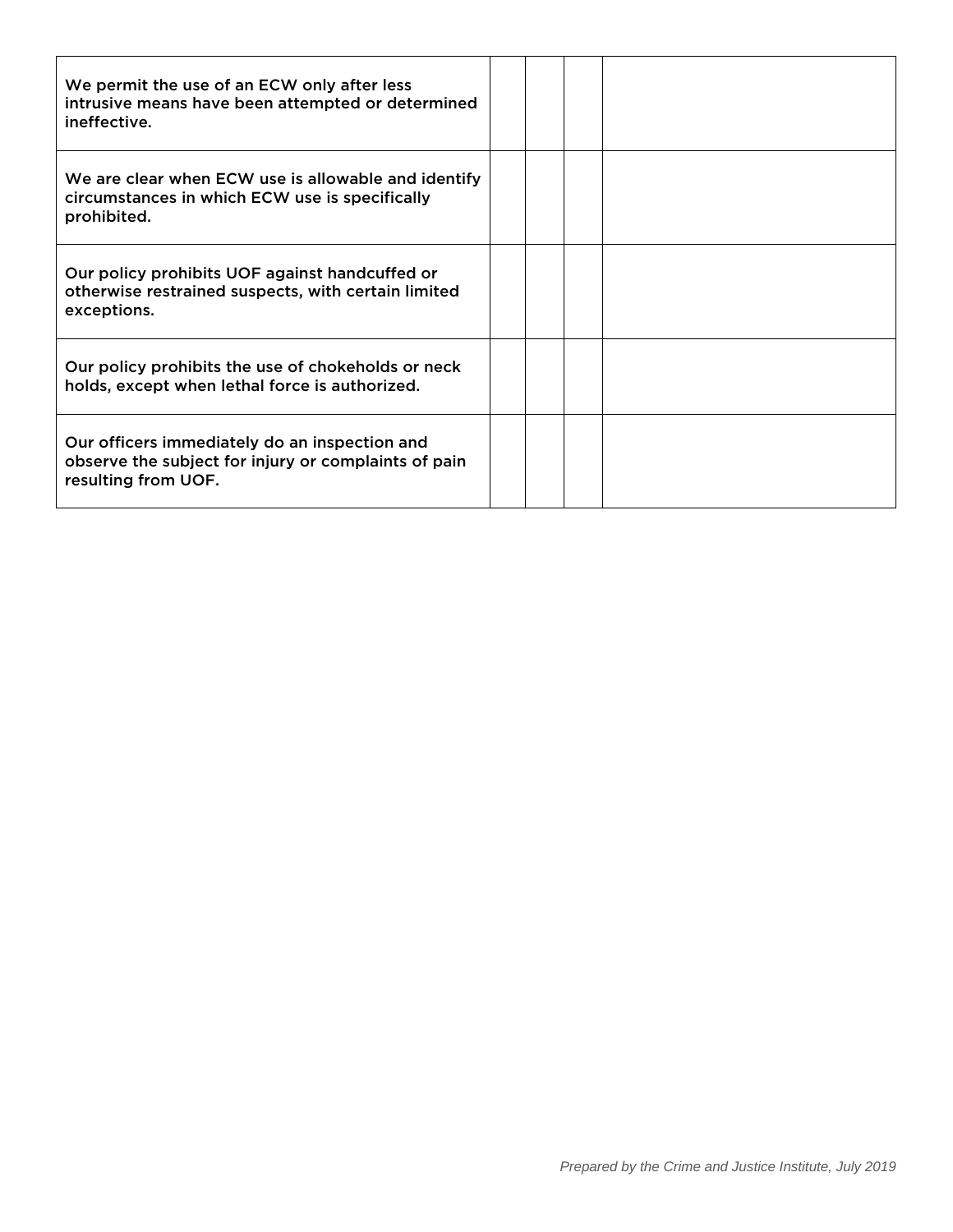| | | | | |
|---|---|---|---|---|
| We permit the use of an ECW only after less intrusive means have been attempted or determined ineffective. | | | | |
| We are clear when ECW use is allowable and identify circumstances in which ECW use is specifically prohibited. | | | | |
| Our policy prohibits UOF against handcuffed or otherwise restrained suspects, with certain limited exceptions. | | | | |
| Our policy prohibits the use of chokeholds or neck holds, except when lethal force is authorized. | | | | |
| Our officers immediately do an inspection and observe the subject for injury or complaints of pain resulting from UOF. | | | | |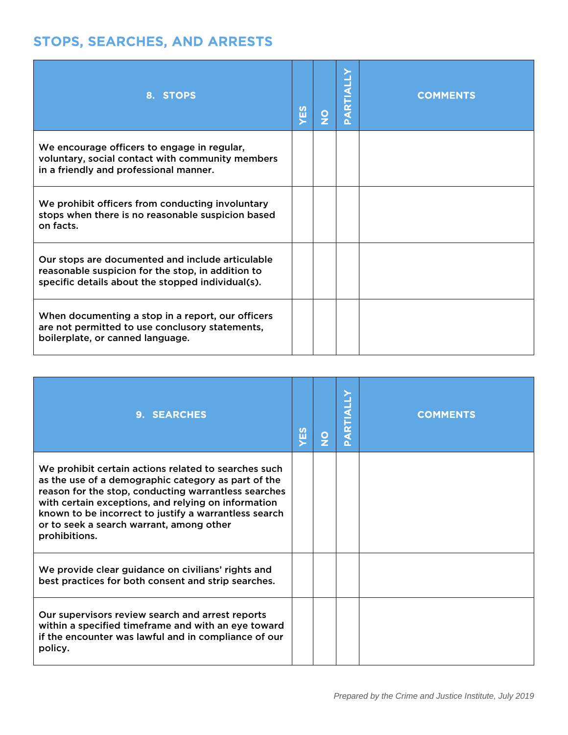## STOPS, SEARCHES, AND ARRESTS

| 8. STOPS | YES | NO | PARTIALLY | COMMENTS |
|---|---|---|---|---|
| We encourage officers to engage in regular, voluntary, social contact with community members in a friendly and professional manner. | | | | |
| We prohibit officers from conducting involuntary stops when there is no reasonable suspicion based on facts. | | | | |
| Our stops are documented and include articulable reasonable suspicion for the stop, in addition to specific details about the stopped individual(s). | | | | |
| When documenting a stop in a report, our officers are not permitted to use conclusory statements, boilerplate, or canned language. | | | | |

| 9. SEARCHES | YES | NO | PARTIALLY | COMMENTS |
|---|---|---|---|---|
| We prohibit certain actions related to searches such as the use of a demographic category as part of the reason for the stop, conducting warrantless searches with certain exceptions, and relying on information known to be incorrect to justify a warrantless search or to seek a search warrant, among other prohibitions. | | | | |
| We provide clear guidance on civilians' rights and best practices for both consent and strip searches. | | | | |
| Our supervisors review search and arrest reports within a specified timeframe and with an eye toward if the encounter was lawful and in compliance of our policy. | | | | |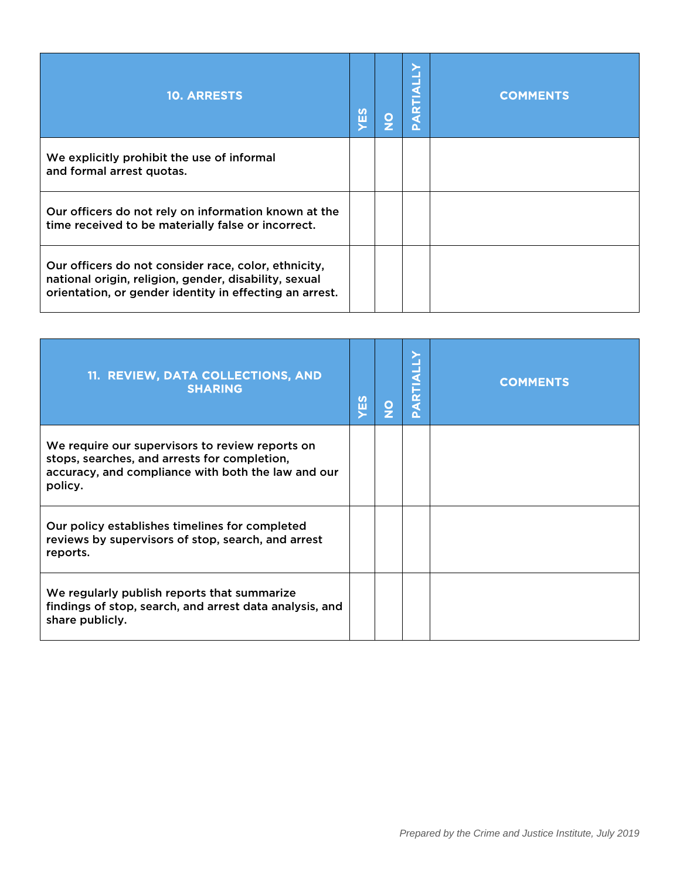| 10. ARRESTS | YES | NO | PARTIALLY | COMMENTS |
|---|---|---|---|---|
| We explicitly prohibit the use of informal and formal arrest quotas. | | | | |
| Our officers do not rely on information known at the time received to be materially false or incorrect. | | | | |
| Our officers do not consider race, color, ethnicity, national origin, religion, gender, disability, sexual orientation, or gender identity in effecting an arrest. | | | | |

| 11. REVIEW, DATA COLLECTIONS, AND SHARING | YES | NO | PARTIALLY | COMMENTS |
|---|---|---|---|---|
| We require our supervisors to review reports on stops, searches, and arrests for completion, accuracy, and compliance with both the law and our policy. | | | | |
| Our policy establishes timelines for completed reviews by supervisors of stop, search, and arrest reports. | | | | |
| We regularly publish reports that summarize findings of stop, search, and arrest data analysis, and share publicly. | | | | |

*Prepared by the Crime and Justice Institute, July 2019*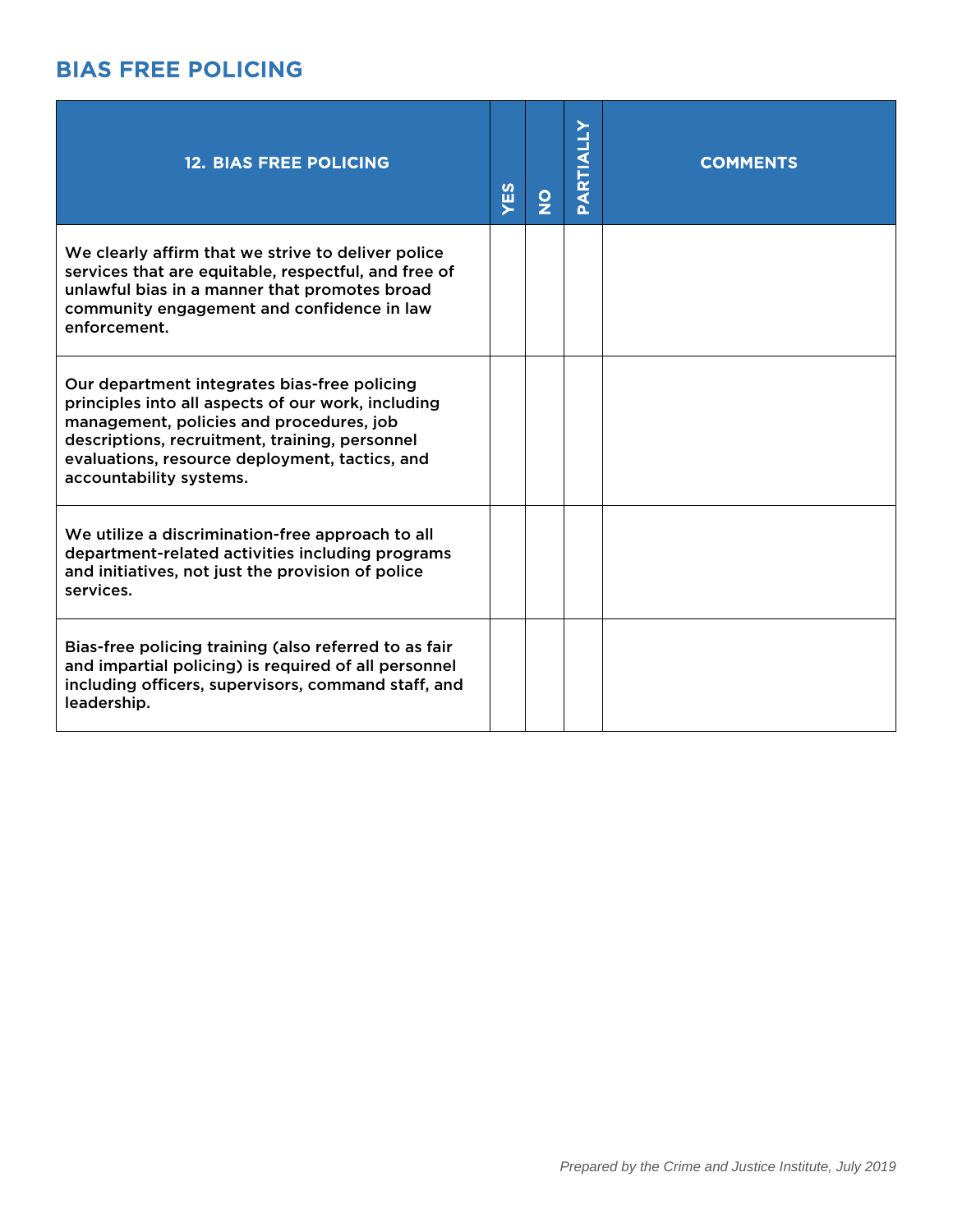## BIAS FREE POLICING

| 12. BIAS FREE POLICING | YES | NO | PARTIALLY | COMMENTS |
|---|---|---|---|---|
| We clearly affirm that we strive to deliver police services that are equitable, respectful, and free of unlawful bias in a manner that promotes broad community engagement and confidence in law enforcement. | | | | |
| Our department integrates bias-free policing principles into all aspects of our work, including management, policies and procedures, job descriptions, recruitment, training, personnel evaluations, resource deployment, tactics, and accountability systems. | | | | |
| We utilize a discrimination-free approach to all department-related activities including programs and initiatives, not just the provision of police services. | | | | |
| Bias-free policing training (also referred to as fair and impartial policing) is required of all personnel including officers, supervisors, command staff, and leadership. | | | | |